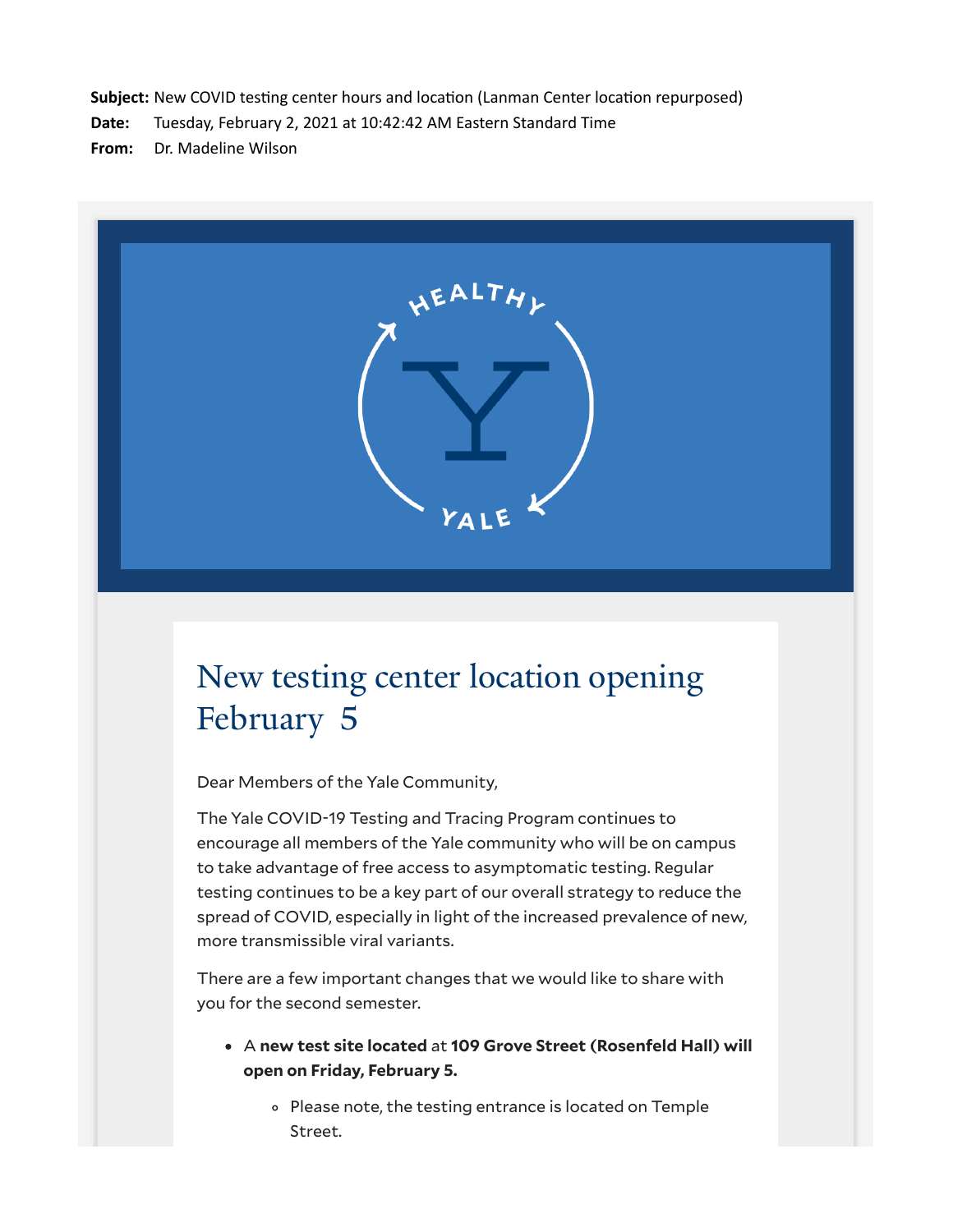**Subject:** New COVID testing center hours and location (Lanman Center location repurposed)
**Date:** Tuesday, February 2, 2021 at 10:42:42 AM Eastern Standard Time
**From:** Dr. Madeline Wilson

# New testing center location opening February 5

Dear Members of the Yale Community,

The Yale COVID-19 Testing and Tracing Program continues to encourage all members of the Yale community who will be on campus to take advantage of free access to asymptomatic testing. Regular testing continues to be a key part of our overall strategy to reduce the spread of COVID, especially in light of the increased prevalence of new, more transmissible viral variants.

There are a few important changes that we would like to share with you for the second semester.

- A **new test site located** at **109 Grove Street (Rosenfeld Hall) will open on Friday, February 5.**
    - Please note, the testing entrance is located on Temple Street.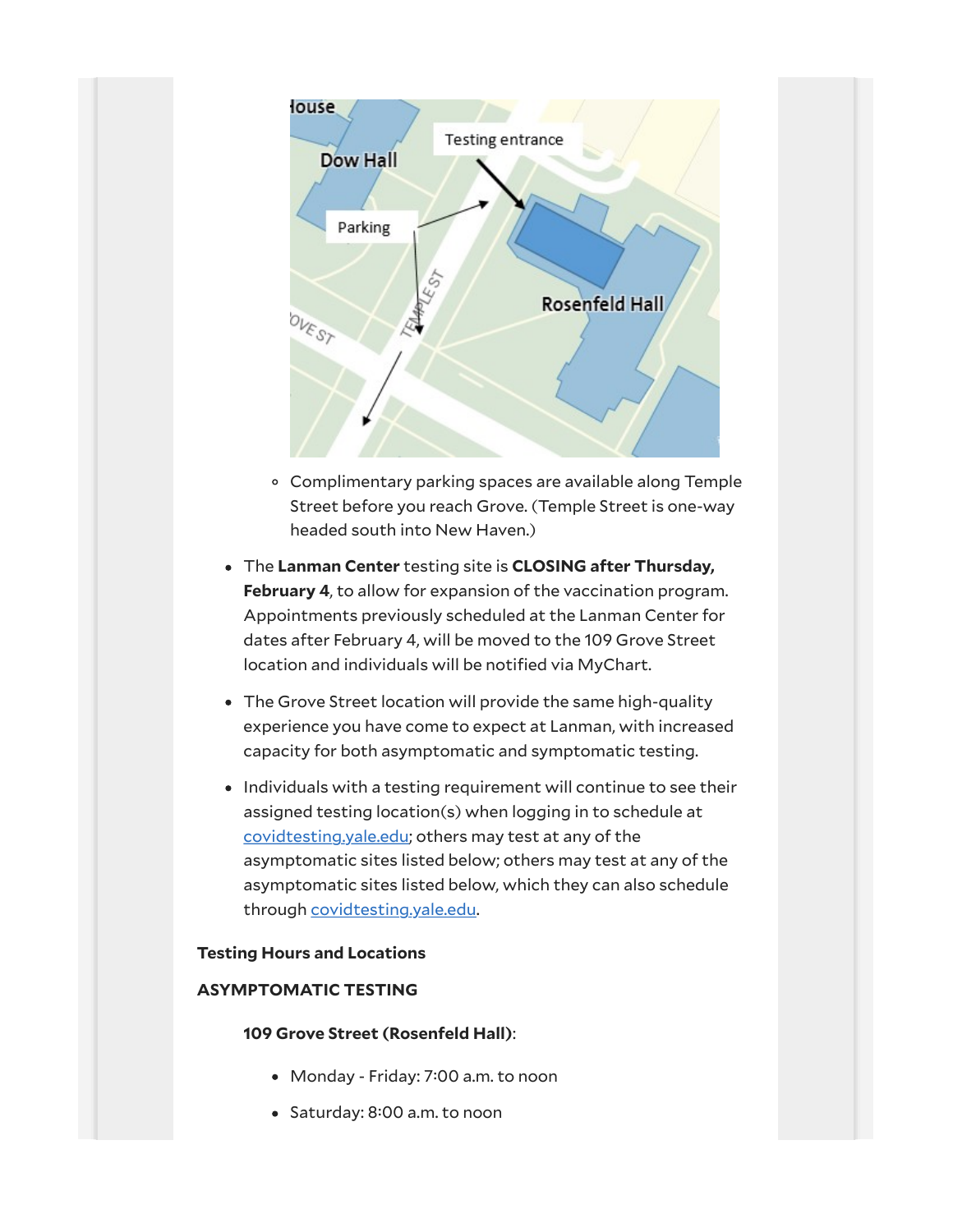- Complimentary parking spaces are available along Temple Street before you reach Grove. (Temple Street is one-way headed south into New Haven.)

- The **Lanman Center** testing site is **CLOSING after Thursday, February 4**, to allow for expansion of the vaccination program. Appointments previously scheduled at the Lanman Center for dates after February 4, will be moved to the 109 Grove Street location and individuals will be notified via MyChart.

- The Grove Street location will provide the same high-quality experience you have come to expect at Lanman, with increased capacity for both asymptomatic and symptomatic testing.

- Individuals with a testing requirement will continue to see their assigned testing location(s) when logging in to schedule at [covidtesting.yale.edu](covidtesting.yale.edu); others may test at any of the asymptomatic sites listed below; others may test at any of the asymptomatic sites listed below, which they can also schedule through [covidtesting.yale.edu](covidtesting.yale.edu).

**Testing Hours and Locations**

**ASYMPTOMATIC TESTING**

**109 Grove Street (Rosenfeld Hall)**:

- Monday - Friday: 7:00 a.m. to noon
- Saturday: 8:00 a.m. to noon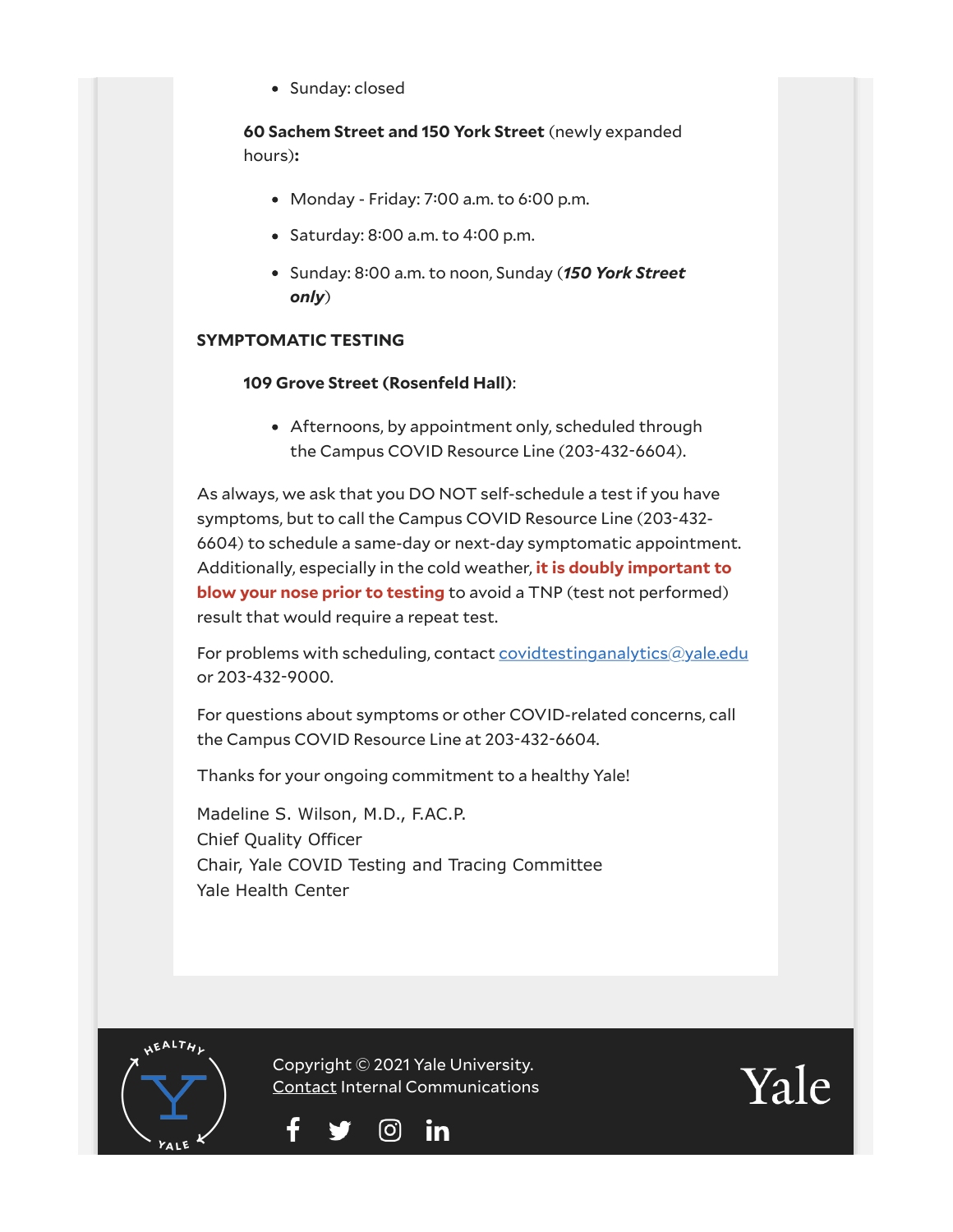- Sunday: closed

**60 Sachem Street and 150 York Street** (newly expanded hours)**:**

- Monday - Friday: 7:00 a.m. to 6:00 p.m.
- Saturday: 8:00 a.m. to 4:00 p.m.
- Sunday: 8:00 a.m. to noon, Sunday (***150 York Street only***)

**SYMPTOMATIC TESTING**

**109 Grove Street (Rosenfeld Hall)**:

- Afternoons, by appointment only, scheduled through the Campus COVID Resource Line (203-432-6604).

As always, we ask that you DO NOT self-schedule a test if you have symptoms, but to call the Campus COVID Resource Line (203-432-6604) to schedule a same-day or next-day symptomatic appointment. Additionally, especially in the cold weather, **it is doubly important to blow your nose prior to testing** to avoid a TNP (test not performed) result that would require a repeat test.

For problems with scheduling, contact covidtestinganalytics@yale.edu or 203-432-9000.

For questions about symptoms or other COVID-related concerns, call the Campus COVID Resource Line at 203-432-6604.

Thanks for your ongoing commitment to a healthy Yale!

Madeline S. Wilson, M.D., F.AC.P.
Chief Quality Officer
Chair, Yale COVID Testing and Tracing Committee
Yale Health Center

Copyright © 2021 Yale University.
Contact Internal Communications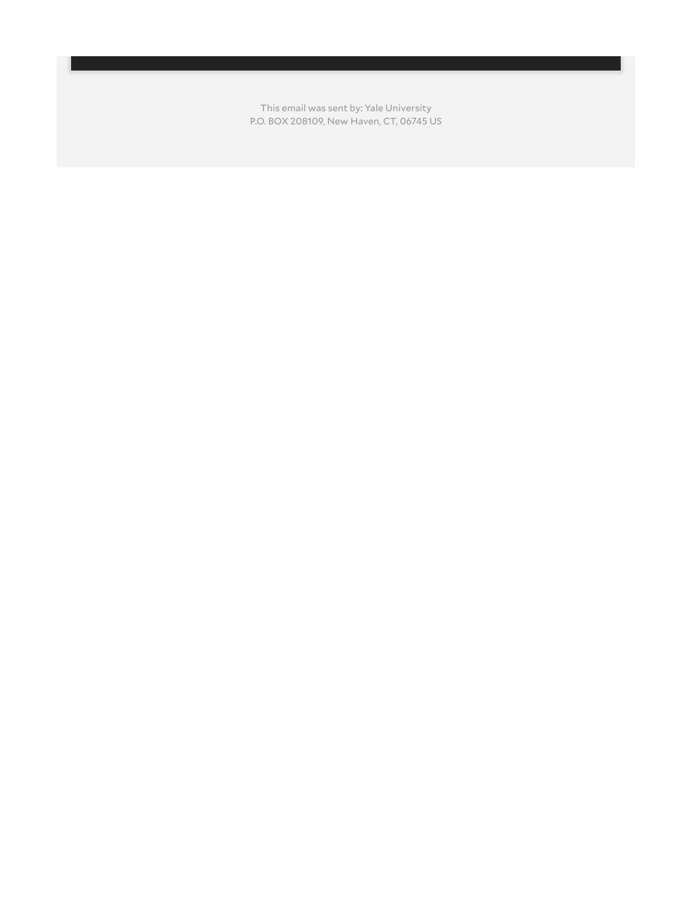This email was sent by: Yale University
P.O. BOX 208109, New Haven, CT, 06745 US